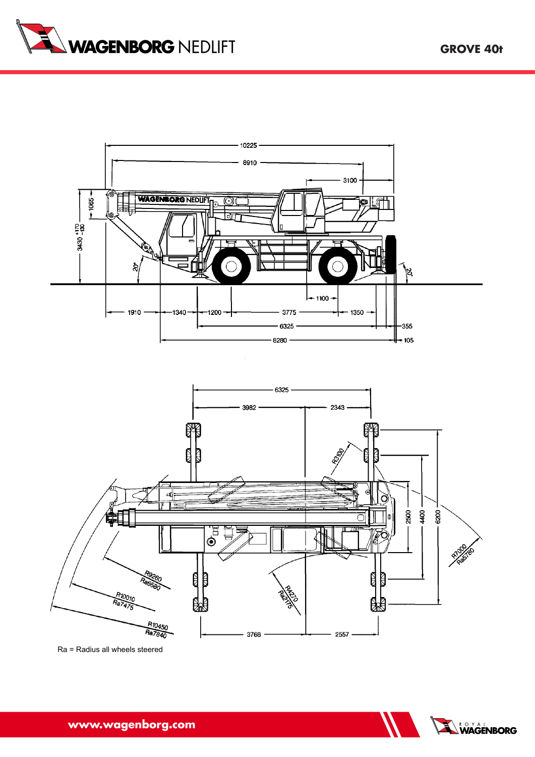# GROVE 40t

Ra = Radius all wheels steered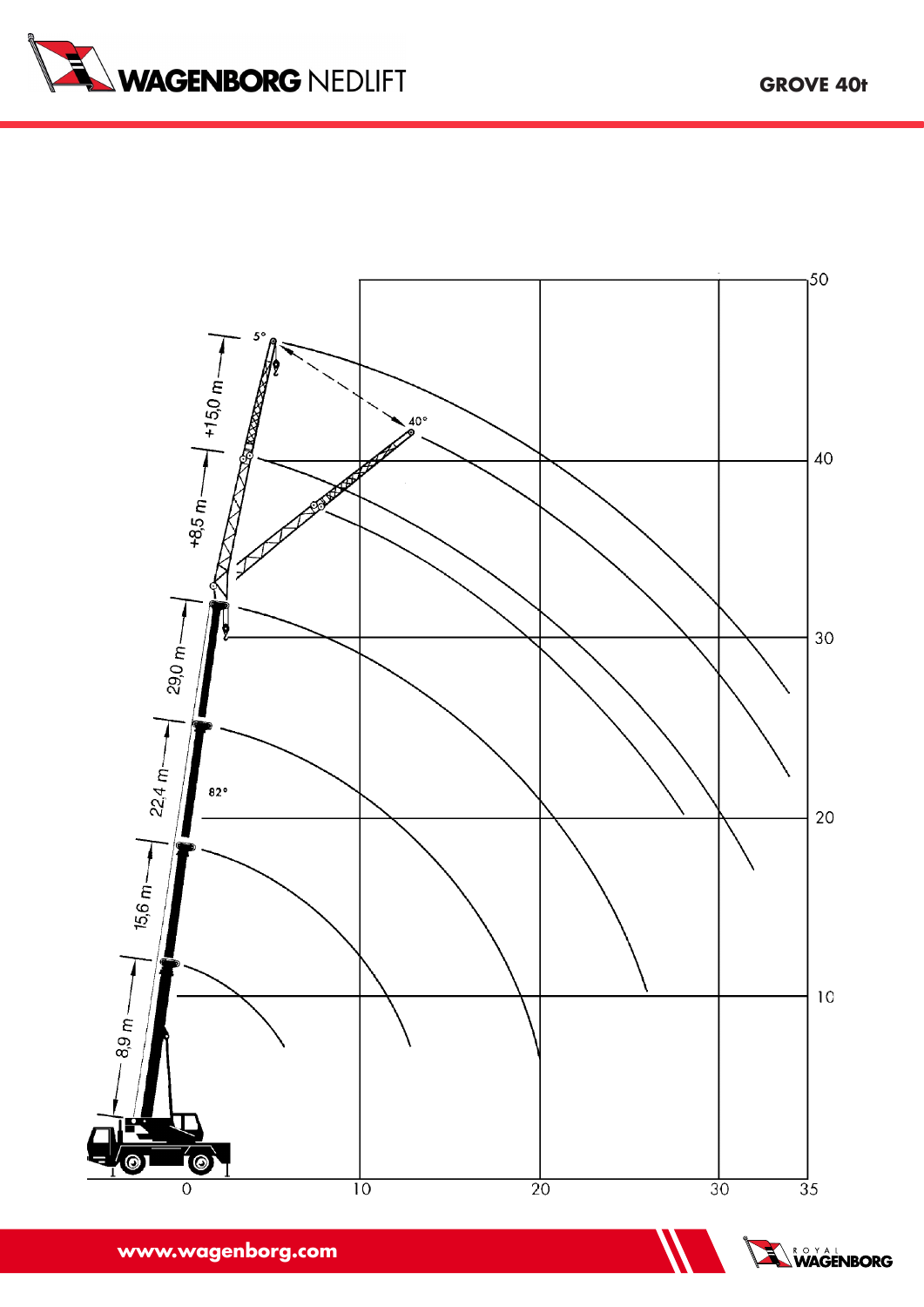GROVE 40t

50

40

30

20

10

0 10 20 30 35

5°

40°

+15,0 m

+8,5 m

29,0 m

22,4 m

82°

15,6 m

8,9 m

www.wagenborg.com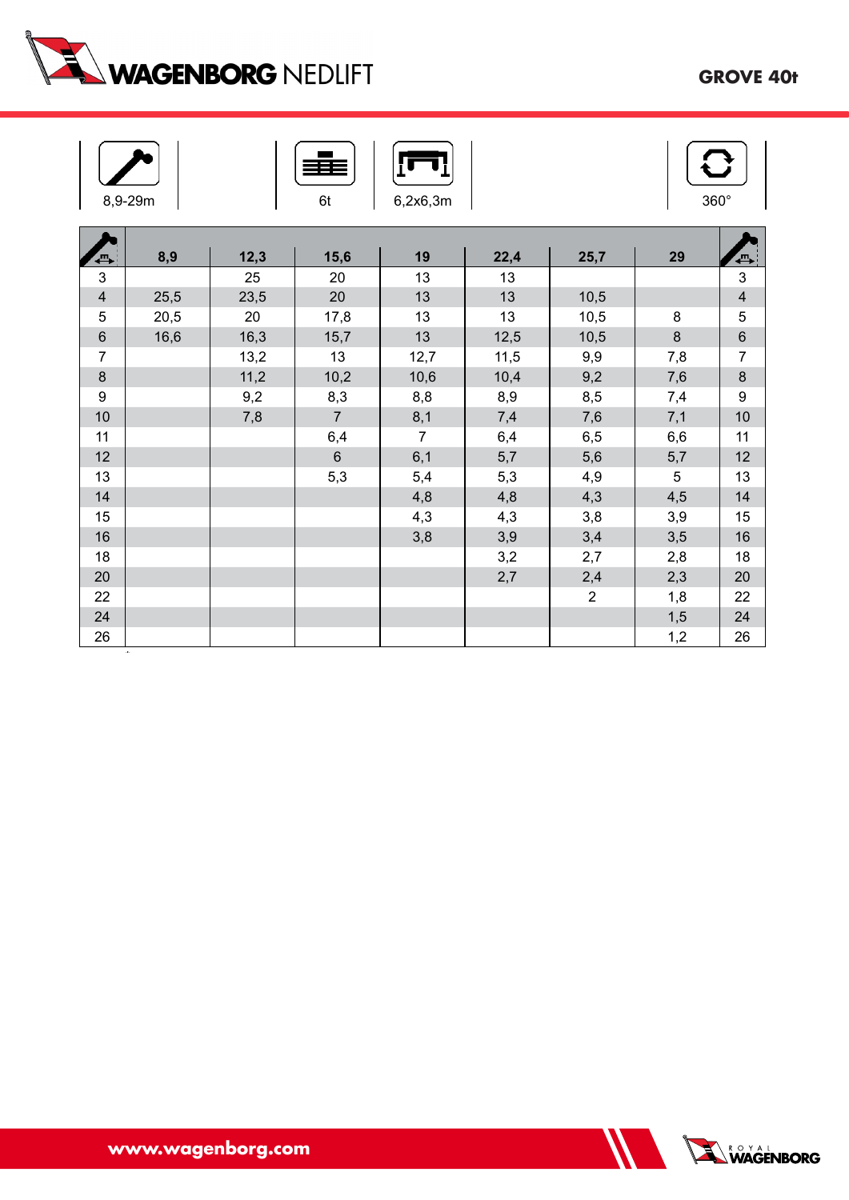# GROVE 40t

| 8,9-29m | 6t | 6,2x6,3m | 360° |
|---|---|---|---|

| m | 8,9 | 12,3 | 15,6 | 19 | 22,4 | 25,7 | 29 | m |
|---|---|---|---|---|---|---|---|---|
| 3 | | 25 | 20 | 13 | 13 | | | 3 |
| 4 | 25,5 | 23,5 | 20 | 13 | 13 | 10,5 | | 4 |
| 5 | 20,5 | 20 | 17,8 | 13 | 13 | 10,5 | 8 | 5 |
| 6 | 16,6 | 16,3 | 15,7 | 13 | 12,5 | 10,5 | 8 | 6 |
| 7 | | 13,2 | 13 | 12,7 | 11,5 | 9,9 | 7,8 | 7 |
| 8 | | 11,2 | 10,2 | 10,6 | 10,4 | 9,2 | 7,6 | 8 |
| 9 | | 9,2 | 8,3 | 8,8 | 8,9 | 8,5 | 7,4 | 9 |
| 10 | | 7,8 | 7 | 8,1 | 7,4 | 7,6 | 7,1 | 10 |
| 11 | | | 6,4 | 7 | 6,4 | 6,5 | 6,6 | 11 |
| 12 | | | 6 | 6,1 | 5,7 | 5,6 | 5,7 | 12 |
| 13 | | | 5,3 | 5,4 | 5,3 | 4,9 | 5 | 13 |
| 14 | | | | 4,8 | 4,8 | 4,3 | 4,5 | 14 |
| 15 | | | | 4,3 | 4,3 | 3,8 | 3,9 | 15 |
| 16 | | | | 3,8 | 3,9 | 3,4 | 3,5 | 16 |
| 18 | | | | | 3,2 | 2,7 | 2,8 | 18 |
| 20 | | | | | 2,7 | 2,4 | 2,3 | 20 |
| 22 | | | | | | 2 | 1,8 | 22 |
| 24 | | | | | | | 1,5 | 24 |
| 26 | | | | | | | 1,2 | 26 |

www.wagenborg.com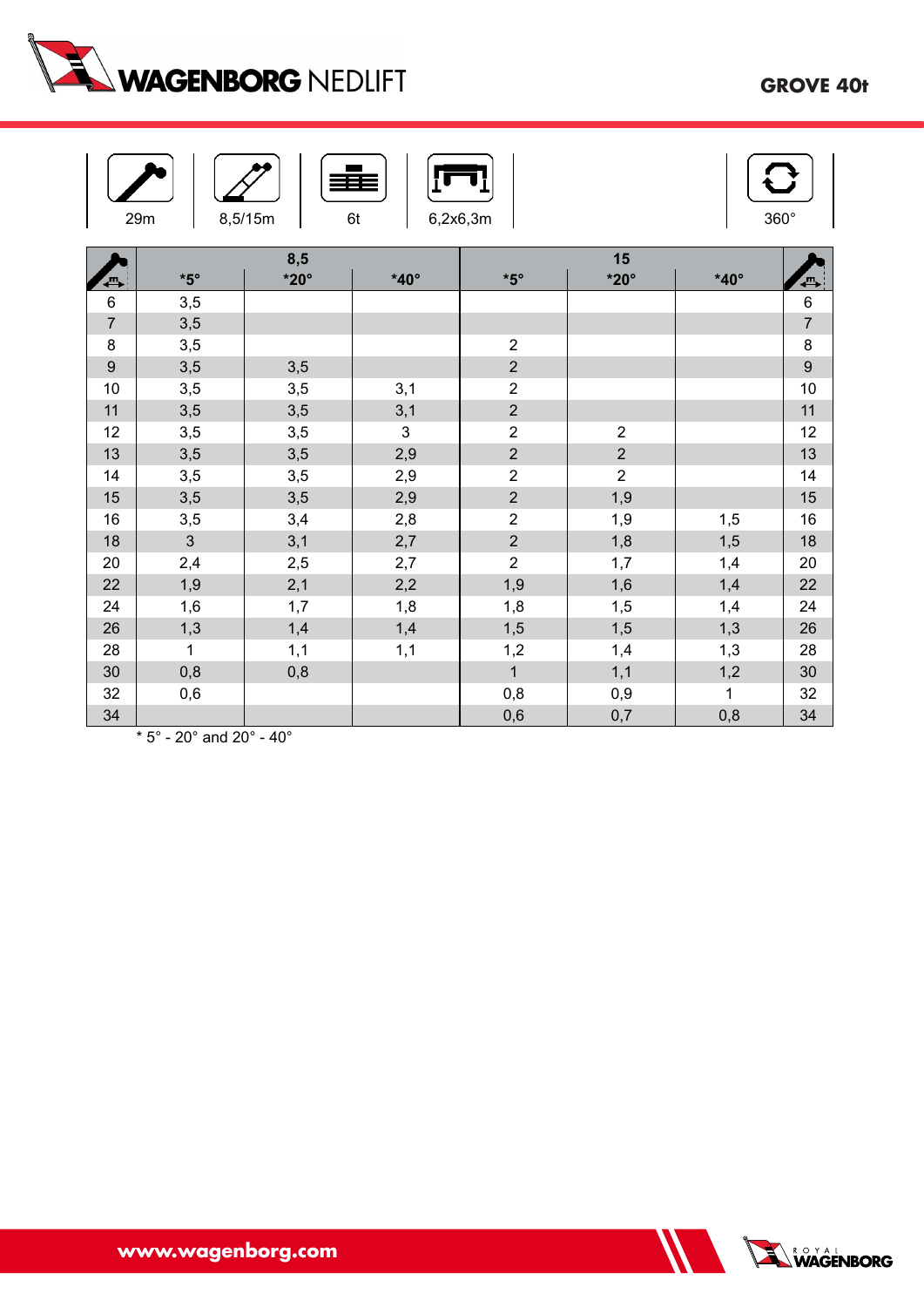WAGENBORG NEDLIFT

**GROVE 40t**

| 29m | 8,5/15m | 6t | 6,2x6,3m | 360° |
|---|---|---|---|---|

| m | 8,5 | | | 15 | | | m |
|---|---|---|---|---|---|---|---|
| | *5° | *20° | *40° | *5° | *20° | *40° | |
| 6 | 3,5 | | | | | | 6 |
| 7 | 3,5 | | | | | | 7 |
| 8 | 3,5 | | | 2 | | | 8 |
| 9 | 3,5 | 3,5 | | 2 | | | 9 |
| 10 | 3,5 | 3,5 | 3,1 | 2 | | | 10 |
| 11 | 3,5 | 3,5 | 3,1 | 2 | | | 11 |
| 12 | 3,5 | 3,5 | 3 | 2 | 2 | | 12 |
| 13 | 3,5 | 3,5 | 2,9 | 2 | 2 | | 13 |
| 14 | 3,5 | 3,5 | 2,9 | 2 | 2 | | 14 |
| 15 | 3,5 | 3,5 | 2,9 | 2 | 1,9 | | 15 |
| 16 | 3,5 | 3,4 | 2,8 | 2 | 1,9 | 1,5 | 16 |
| 18 | 3 | 3,1 | 2,7 | 2 | 1,8 | 1,5 | 18 |
| 20 | 2,4 | 2,5 | 2,7 | 2 | 1,7 | 1,4 | 20 |
| 22 | 1,9 | 2,1 | 2,2 | 1,9 | 1,6 | 1,4 | 22 |
| 24 | 1,6 | 1,7 | 1,8 | 1,8 | 1,5 | 1,4 | 24 |
| 26 | 1,3 | 1,4 | 1,4 | 1,5 | 1,5 | 1,3 | 26 |
| 28 | 1 | 1,1 | 1,1 | 1,2 | 1,4 | 1,3 | 28 |
| 30 | 0,8 | 0,8 | | 1 | 1,1 | 1,2 | 30 |
| 32 | 0,6 | | | 0,8 | 0,9 | 1 | 32 |
| 34 | | | | 0,6 | 0,7 | 0,8 | 34 |

* 5° - 20° and 20° - 40°

www.wagenborg.com